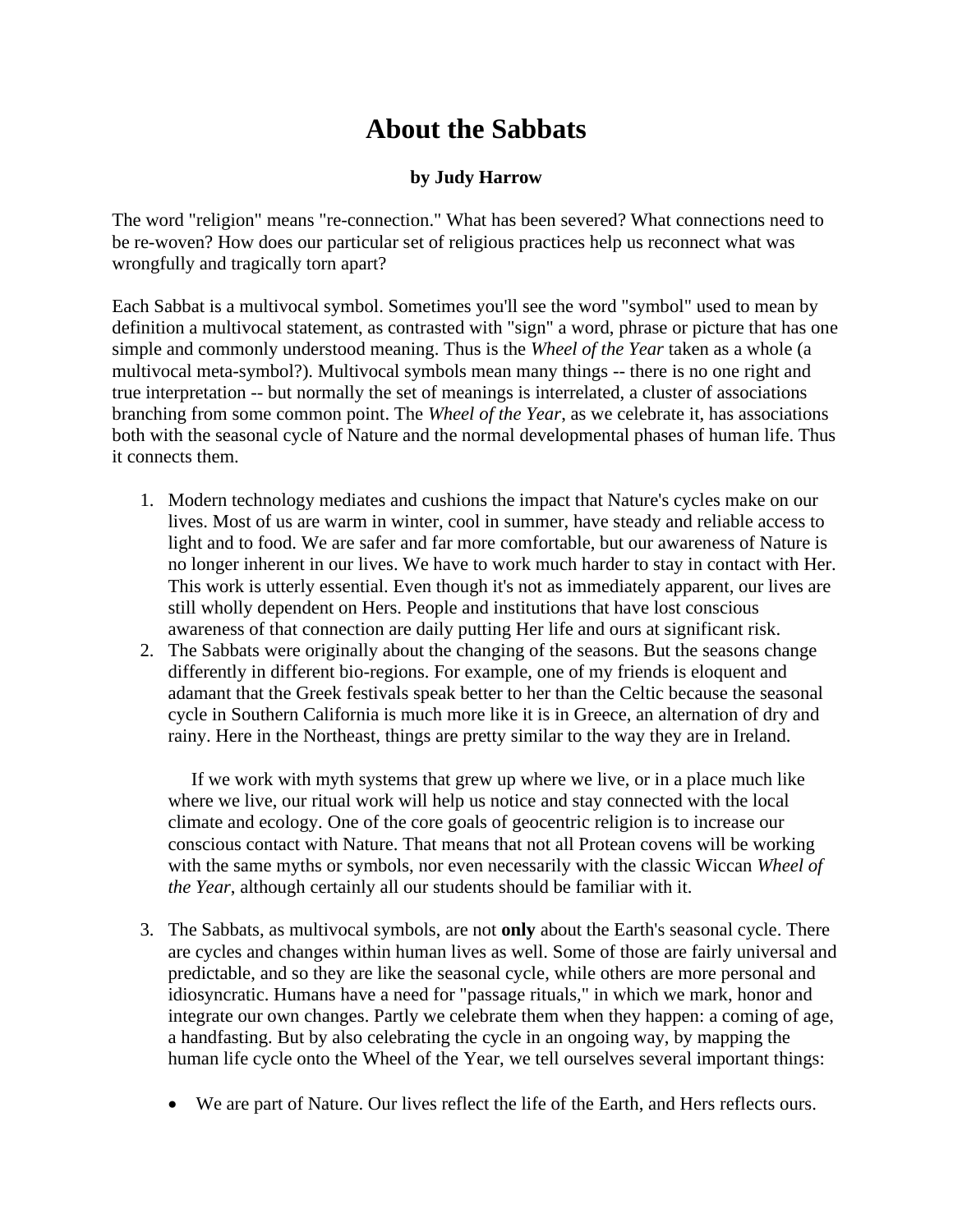# About the Sabbats

**by Judy Harrow**

The word "religion" means "re-connection." What has been severed? What connections need to be re-woven? How does our particular set of religious practices help us reconnect what was wrongfully and tragically torn apart?

Each Sabbat is a multivocal symbol. Sometimes you'll see the word "symbol" used to mean by definition a multivocal statement, as contrasted with "sign" a word, phrase or picture that has one simple and commonly understood meaning. Thus is the *Wheel of the Year* taken as a whole (a multivocal meta-symbol?). Multivocal symbols mean many things -- there is no one right and true interpretation -- but normally the set of meanings is interrelated, a cluster of associations branching from some common point. The *Wheel of the Year*, as we celebrate it, has associations both with the seasonal cycle of Nature and the normal developmental phases of human life. Thus it connects them.

1. Modern technology mediates and cushions the impact that Nature's cycles make on our lives. Most of us are warm in winter, cool in summer, have steady and reliable access to light and to food. We are safer and far more comfortable, but our awareness of Nature is no longer inherent in our lives. We have to work much harder to stay in contact with Her. This work is utterly essential. Even though it's not as immediately apparent, our lives are still wholly dependent on Hers. People and institutions that have lost conscious awareness of that connection are daily putting Her life and ours at significant risk.
2. The Sabbats were originally about the changing of the seasons. But the seasons change differently in different bio-regions. For example, one of my friends is eloquent and adamant that the Greek festivals speak better to her than the Celtic because the seasonal cycle in Southern California is much more like it is in Greece, an alternation of dry and rainy. Here in the Northeast, things are pretty similar to the way they are in Ireland.

   If we work with myth systems that grew up where we live, or in a place much like where we live, our ritual work will help us notice and stay connected with the local climate and ecology. One of the core goals of geocentric religion is to increase our conscious contact with Nature. That means that not all Protean covens will be working with the same myths or symbols, nor even necessarily with the classic Wiccan *Wheel of the Year*, although certainly all our students should be familiar with it.

3. The Sabbats, as multivocal symbols, are not **only** about the Earth's seasonal cycle. There are cycles and changes within human lives as well. Some of those are fairly universal and predictable, and so they are like the seasonal cycle, while others are more personal and idiosyncratic. Humans have a need for "passage rituals," in which we mark, honor and integrate our own changes. Partly we celebrate them when they happen: a coming of age, a handfasting. But by also celebrating the cycle in an ongoing way, by mapping the human life cycle onto the Wheel of the Year, we tell ourselves several important things:

   - We are part of Nature. Our lives reflect the life of the Earth, and Hers reflects ours.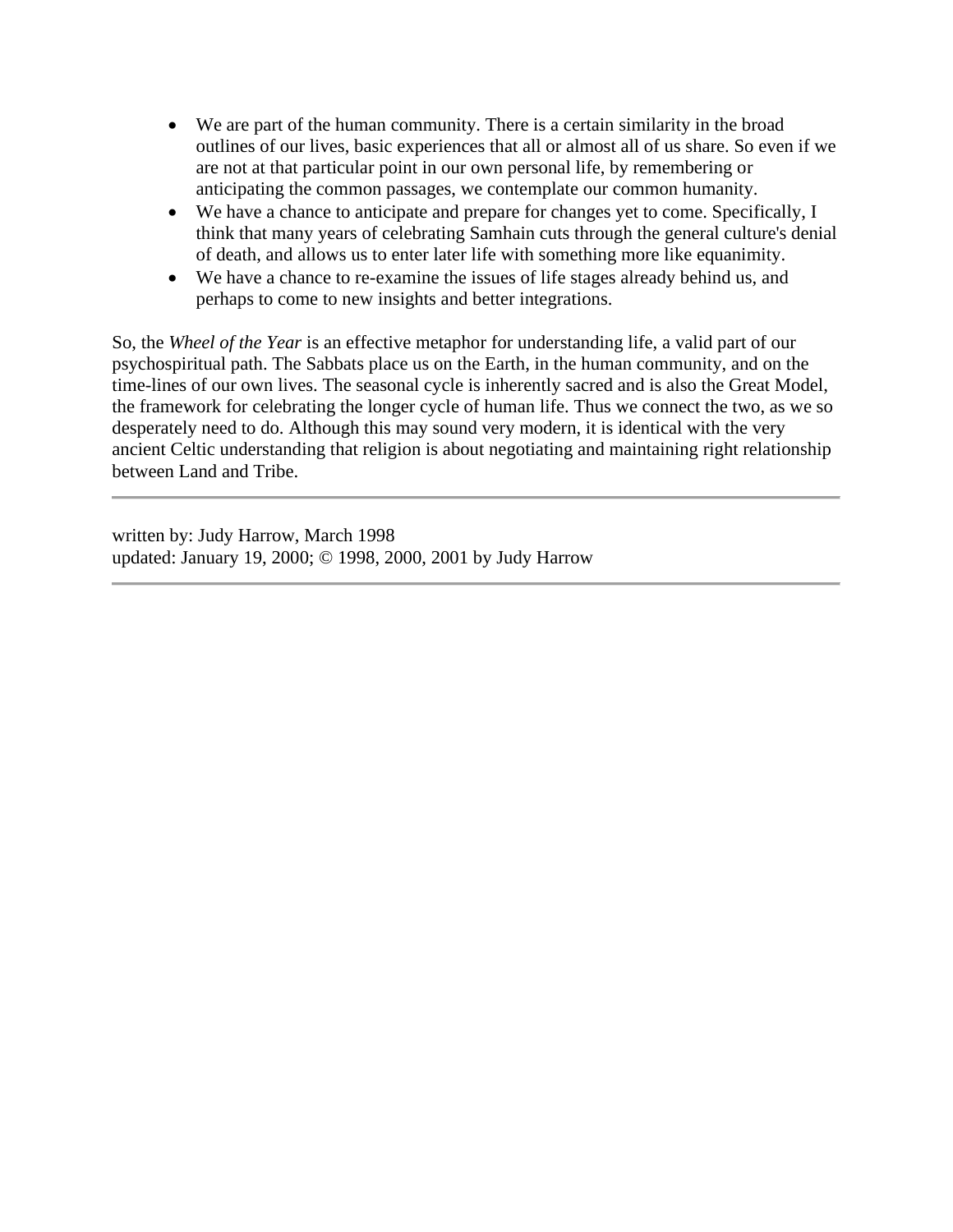- We are part of the human community. There is a certain similarity in the broad outlines of our lives, basic experiences that all or almost all of us share. So even if we are not at that particular point in our own personal life, by remembering or anticipating the common passages, we contemplate our common humanity.
- We have a chance to anticipate and prepare for changes yet to come. Specifically, I think that many years of celebrating Samhain cuts through the general culture's denial of death, and allows us to enter later life with something more like equanimity.
- We have a chance to re-examine the issues of life stages already behind us, and perhaps to come to new insights and better integrations.

So, the *Wheel of the Year* is an effective metaphor for understanding life, a valid part of our psychospiritual path. The Sabbats place us on the Earth, in the human community, and on the time-lines of our own lives. The seasonal cycle is inherently sacred and is also the Great Model, the framework for celebrating the longer cycle of human life. Thus we connect the two, as we so desperately need to do. Although this may sound very modern, it is identical with the very ancient Celtic understanding that religion is about negotiating and maintaining right relationship between Land and Tribe.

---

written by: Judy Harrow, March 1998
updated: January 19, 2000; © 1998, 2000, 2001 by Judy Harrow

---